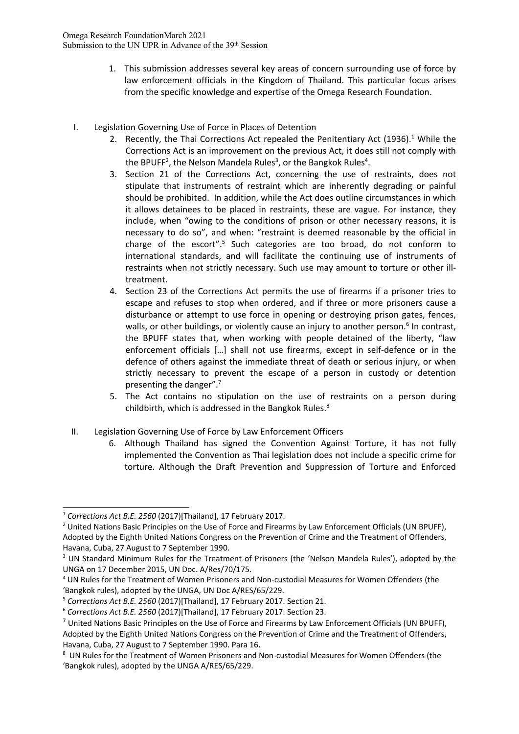1. This submission addresses several key areas of concern surrounding use of force by law enforcement officials in the Kingdom of Thailand. This particular focus arises from the specific knowledge and expertise of the Omega Research Foundation.

## I. Legislation Governing Use of Force in Places of Detention

2. Recently, the Thai Corrections Act repealed the Penitentiary Act (1936).[1] While the Corrections Act is an improvement on the previous Act, it does still not comply with the BPUFF[2], the Nelson Mandela Rules[3], or the Bangkok Rules[4].
3. Section 21 of the Corrections Act, concerning the use of restraints, does not stipulate that instruments of restraint which are inherently degrading or painful should be prohibited. In addition, while the Act does outline circumstances in which it allows detainees to be placed in restraints, these are vague. For instance, they include, when "owing to the conditions of prison or other necessary reasons, it is necessary to do so", and when: "restraint is deemed reasonable by the official in charge of the escort".[5] Such categories are too broad, do not conform to international standards, and will facilitate the continuing use of instruments of restraints when not strictly necessary. Such use may amount to torture or other ill-treatment.
4. Section 23 of the Corrections Act permits the use of firearms if a prisoner tries to escape and refuses to stop when ordered, and if three or more prisoners cause a disturbance or attempt to use force in opening or destroying prison gates, fences, walls, or other buildings, or violently cause an injury to another person.[6] In contrast, the BPUFF states that, when working with people detained of the liberty, "law enforcement officials […] shall not use firearms, except in self-defence or in the defence of others against the immediate threat of death or serious injury, or when strictly necessary to prevent the escape of a person in custody or detention presenting the danger".[7]
5. The Act contains no stipulation on the use of restraints on a person during childbirth, which is addressed in the Bangkok Rules.[8]

## II. Legislation Governing Use of Force by Law Enforcement Officers

6. Although Thailand has signed the Convention Against Torture, it has not fully implemented the Convention as Thai legislation does not include a specific crime for torture. Although the Draft Prevention and Suppression of Torture and Enforced

---

[1] *Corrections Act B.E. 2560* (2017)[Thailand], 17 February 2017.

[2] United Nations Basic Principles on the Use of Force and Firearms by Law Enforcement Officials (UN BPUFF), Adopted by the Eighth United Nations Congress on the Prevention of Crime and the Treatment of Offenders, Havana, Cuba, 27 August to 7 September 1990.

[3] UN Standard Minimum Rules for the Treatment of Prisoners (the 'Nelson Mandela Rules'), adopted by the UNGA on 17 December 2015, UN Doc. A/Res/70/175.

[4] UN Rules for the Treatment of Women Prisoners and Non-custodial Measures for Women Offenders (the 'Bangkok rules), adopted by the UNGA, UN Doc A/RES/65/229.

[5] *Corrections Act B.E. 2560* (2017)[Thailand], 17 February 2017. Section 21.

[6] *Corrections Act B.E. 2560* (2017)[Thailand], 17 February 2017. Section 23.

[7] United Nations Basic Principles on the Use of Force and Firearms by Law Enforcement Officials (UN BPUFF), Adopted by the Eighth United Nations Congress on the Prevention of Crime and the Treatment of Offenders, Havana, Cuba, 27 August to 7 September 1990. Para 16.

[8] UN Rules for the Treatment of Women Prisoners and Non-custodial Measures for Women Offenders (the 'Bangkok rules), adopted by the UNGA A/RES/65/229.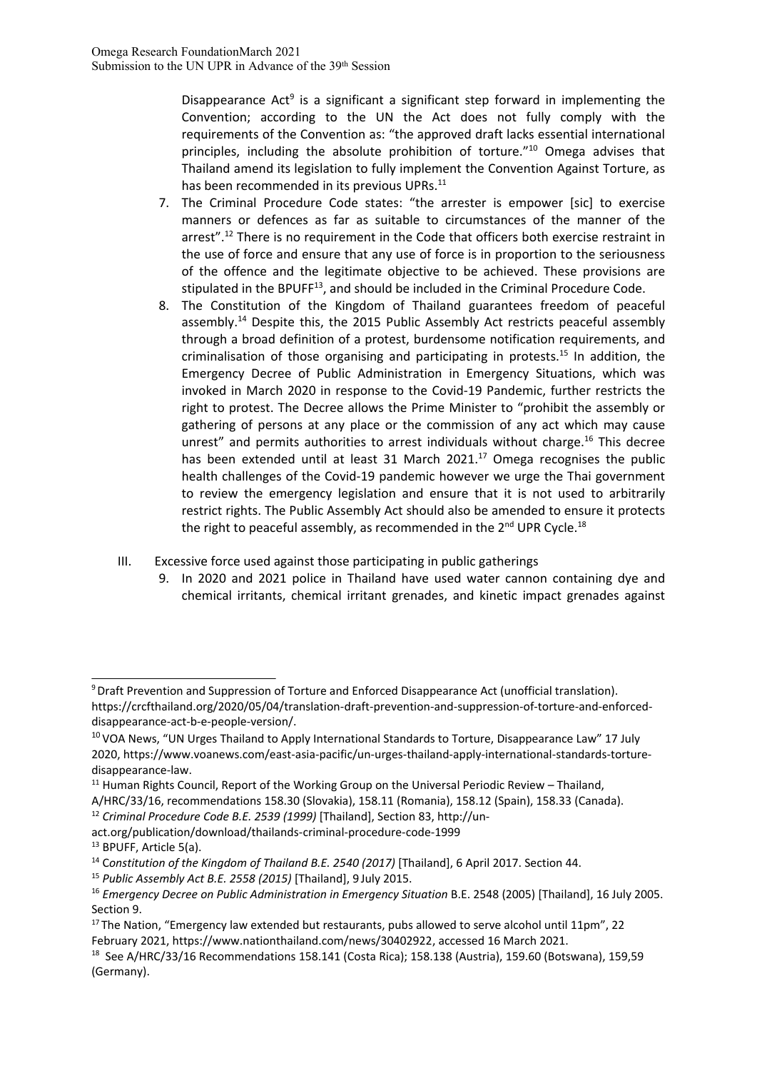Disappearance Act[9] is a significant a significant step forward in implementing the Convention; according to the UN the Act does not fully comply with the requirements of the Convention as: "the approved draft lacks essential international principles, including the absolute prohibition of torture."[10] Omega advises that Thailand amend its legislation to fully implement the Convention Against Torture, as has been recommended in its previous UPRs.[11]

7. The Criminal Procedure Code states: "the arrester is empower [sic] to exercise manners or defences as far as suitable to circumstances of the manner of the arrest".[12] There is no requirement in the Code that officers both exercise restraint in the use of force and ensure that any use of force is in proportion to the seriousness of the offence and the legitimate objective to be achieved. These provisions are stipulated in the BPUFF[13], and should be included in the Criminal Procedure Code.
8. The Constitution of the Kingdom of Thailand guarantees freedom of peaceful assembly.[14] Despite this, the 2015 Public Assembly Act restricts peaceful assembly through a broad definition of a protest, burdensome notification requirements, and criminalisation of those organising and participating in protests.[15] In addition, the Emergency Decree of Public Administration in Emergency Situations, which was invoked in March 2020 in response to the Covid-19 Pandemic, further restricts the right to protest. The Decree allows the Prime Minister to "prohibit the assembly or gathering of persons at any place or the commission of any act which may cause unrest" and permits authorities to arrest individuals without charge.[16] This decree has been extended until at least 31 March 2021.[17] Omega recognises the public health challenges of the Covid-19 pandemic however we urge the Thai government to review the emergency legislation and ensure that it is not used to arbitrarily restrict rights. The Public Assembly Act should also be amended to ensure it protects the right to peaceful assembly, as recommended in the 2nd UPR Cycle.[18]

III. Excessive force used against those participating in public gatherings

9. In 2020 and 2021 police in Thailand have used water cannon containing dye and chemical irritants, chemical irritant grenades, and kinetic impact grenades against

---

[9] Draft Prevention and Suppression of Torture and Enforced Disappearance Act (unofficial translation). https://crcfthailand.org/2020/05/04/translation-draft-prevention-and-suppression-of-torture-and-enforced-disappearance-act-b-e-people-version/.

[10] VOA News, "UN Urges Thailand to Apply International Standards to Torture, Disappearance Law" 17 July 2020, https://www.voanews.com/east-asia-pacific/un-urges-thailand-apply-international-standards-torture-disappearance-law.

[11] Human Rights Council, Report of the Working Group on the Universal Periodic Review – Thailand, A/HRC/33/16, recommendations 158.30 (Slovakia), 158.11 (Romania), 158.12 (Spain), 158.33 (Canada).

[12] *Criminal Procedure Code B.E. 2539 (1999)* [Thailand], Section 83, http://un-act.org/publication/download/thailands-criminal-procedure-code-1999

[13] BPUFF, Article 5(a).

[14] C*onstitution of the Kingdom of Thailand B.E. 2540 (2017)* [Thailand], 6 April 2017. Section 44.

[15] *Public Assembly Act B.E. 2558 (2015)* [Thailand], 9 July 2015.

[16] *Emergency Decree on Public Administration in Emergency Situation* B.E. 2548 (2005) [Thailand], 16 July 2005. Section 9.

[17] The Nation, "Emergency law extended but restaurants, pubs allowed to serve alcohol until 11pm", 22 February 2021, https://www.nationthailand.com/news/30402922, accessed 16 March 2021.

[18] See A/HRC/33/16 Recommendations 158.141 (Costa Rica); 158.138 (Austria), 159.60 (Botswana), 159,59 (Germany).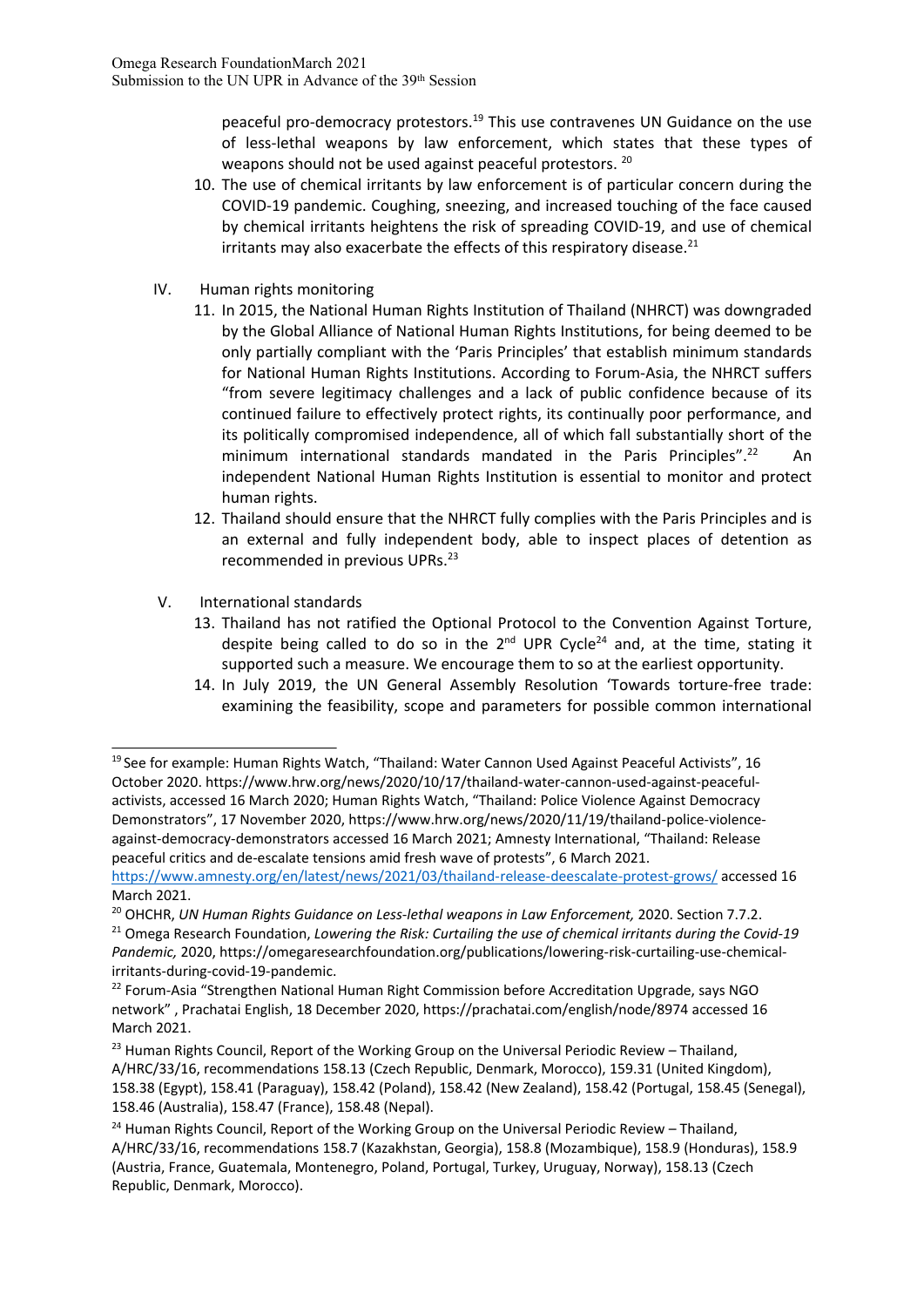peaceful pro-democracy protestors.[19] This use contravenes UN Guidance on the use of less-lethal weapons by law enforcement, which states that these types of weapons should not be used against peaceful protestors. [20]

10. The use of chemical irritants by law enforcement is of particular concern during the COVID-19 pandemic. Coughing, sneezing, and increased touching of the face caused by chemical irritants heightens the risk of spreading COVID-19, and use of chemical irritants may also exacerbate the effects of this respiratory disease.[21]

## IV. Human rights monitoring

11. In 2015, the National Human Rights Institution of Thailand (NHRCT) was downgraded by the Global Alliance of National Human Rights Institutions, for being deemed to be only partially compliant with the 'Paris Principles' that establish minimum standards for National Human Rights Institutions. According to Forum-Asia, the NHRCT suffers "from severe legitimacy challenges and a lack of public confidence because of its continued failure to effectively protect rights, its continually poor performance, and its politically compromised independence, all of which fall substantially short of the minimum international standards mandated in the Paris Principles".[22] An independent National Human Rights Institution is essential to monitor and protect human rights.
12. Thailand should ensure that the NHRCT fully complies with the Paris Principles and is an external and fully independent body, able to inspect places of detention as recommended in previous UPRs.[23]

## V. International standards

13. Thailand has not ratified the Optional Protocol to the Convention Against Torture, despite being called to do so in the 2nd UPR Cycle[24] and, at the time, stating it supported such a measure. We encourage them to so at the earliest opportunity.
14. In July 2019, the UN General Assembly Resolution 'Towards torture-free trade: examining the feasibility, scope and parameters for possible common international

---

[19] See for example: Human Rights Watch, "Thailand: Water Cannon Used Against Peaceful Activists", 16 October 2020. https://www.hrw.org/news/2020/10/17/thailand-water-cannon-used-against-peaceful-activists, accessed 16 March 2020; Human Rights Watch, "Thailand: Police Violence Against Democracy Demonstrators", 17 November 2020, https://www.hrw.org/news/2020/11/19/thailand-police-violence-against-democracy-demonstrators accessed 16 March 2021; Amnesty International, "Thailand: Release peaceful critics and de-escalate tensions amid fresh wave of protests", 6 March 2021. https://www.amnesty.org/en/latest/news/2021/03/thailand-release-deescalate-protest-grows/ accessed 16 March 2021.

[20] OHCHR, *UN Human Rights Guidance on Less-lethal weapons in Law Enforcement,* 2020. Section 7.7.2.

[21] Omega Research Foundation, *Lowering the Risk: Curtailing the use of chemical irritants during the Covid-19 Pandemic,* 2020, https://omegaresearchfoundation.org/publications/lowering-risk-curtailing-use-chemical-irritants-during-covid-19-pandemic.

[22] Forum-Asia "Strengthen National Human Right Commission before Accreditation Upgrade, says NGO network" , Prachatai English, 18 December 2020, https://prachatai.com/english/node/8974 accessed 16 March 2021.

[23] Human Rights Council, Report of the Working Group on the Universal Periodic Review – Thailand, A/HRC/33/16, recommendations 158.13 (Czech Republic, Denmark, Morocco), 159.31 (United Kingdom), 158.38 (Egypt), 158.41 (Paraguay), 158.42 (Poland), 158.42 (New Zealand), 158.42 (Portugal, 158.45 (Senegal), 158.46 (Australia), 158.47 (France), 158.48 (Nepal).

[24] Human Rights Council, Report of the Working Group on the Universal Periodic Review – Thailand, A/HRC/33/16, recommendations 158.7 (Kazakhstan, Georgia), 158.8 (Mozambique), 158.9 (Honduras), 158.9 (Austria, France, Guatemala, Montenegro, Poland, Portugal, Turkey, Uruguay, Norway), 158.13 (Czech Republic, Denmark, Morocco).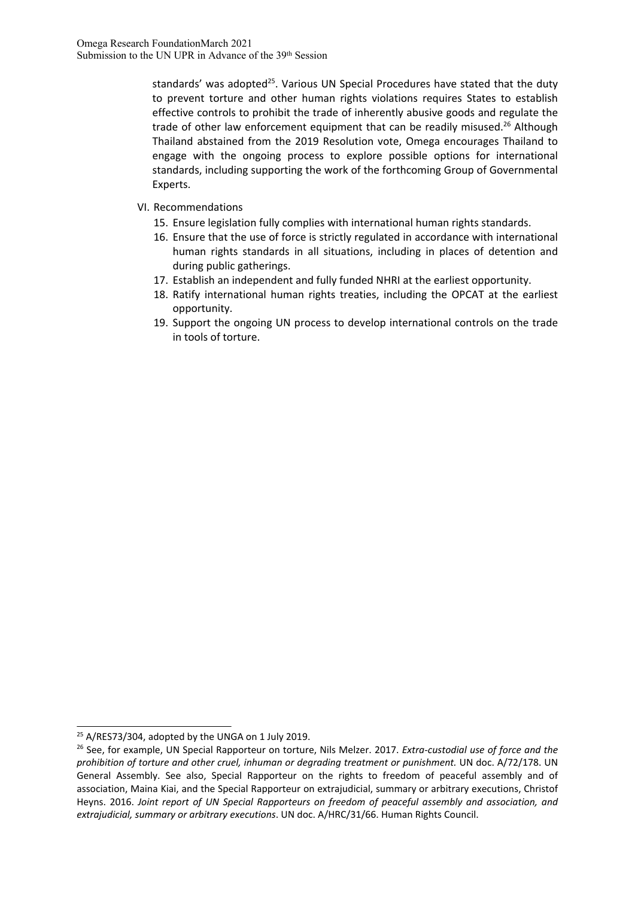standards' was adopted[25]. Various UN Special Procedures have stated that the duty to prevent torture and other human rights violations requires States to establish effective controls to prohibit the trade of inherently abusive goods and regulate the trade of other law enforcement equipment that can be readily misused.[26] Although Thailand abstained from the 2019 Resolution vote, Omega encourages Thailand to engage with the ongoing process to explore possible options for international standards, including supporting the work of the forthcoming Group of Governmental Experts.

VI. Recommendations

15. Ensure legislation fully complies with international human rights standards.
16. Ensure that the use of force is strictly regulated in accordance with international human rights standards in all situations, including in places of detention and during public gatherings.
17. Establish an independent and fully funded NHRI at the earliest opportunity.
18. Ratify international human rights treaties, including the OPCAT at the earliest opportunity.
19. Support the ongoing UN process to develop international controls on the trade in tools of torture.

---

[25] A/RES73/304, adopted by the UNGA on 1 July 2019.

[26] See, for example, UN Special Rapporteur on torture, Nils Melzer. 2017. *Extra-custodial use of force and the prohibition of torture and other cruel, inhuman or degrading treatment or punishment.* UN doc. A/72/178. UN General Assembly. See also, Special Rapporteur on the rights to freedom of peaceful assembly and of association, Maina Kiai, and the Special Rapporteur on extrajudicial, summary or arbitrary executions, Christof Heyns. 2016. *Joint report of UN Special Rapporteurs on freedom of peaceful assembly and association, and extrajudicial, summary or arbitrary executions*. UN doc. A/HRC/31/66. Human Rights Council.